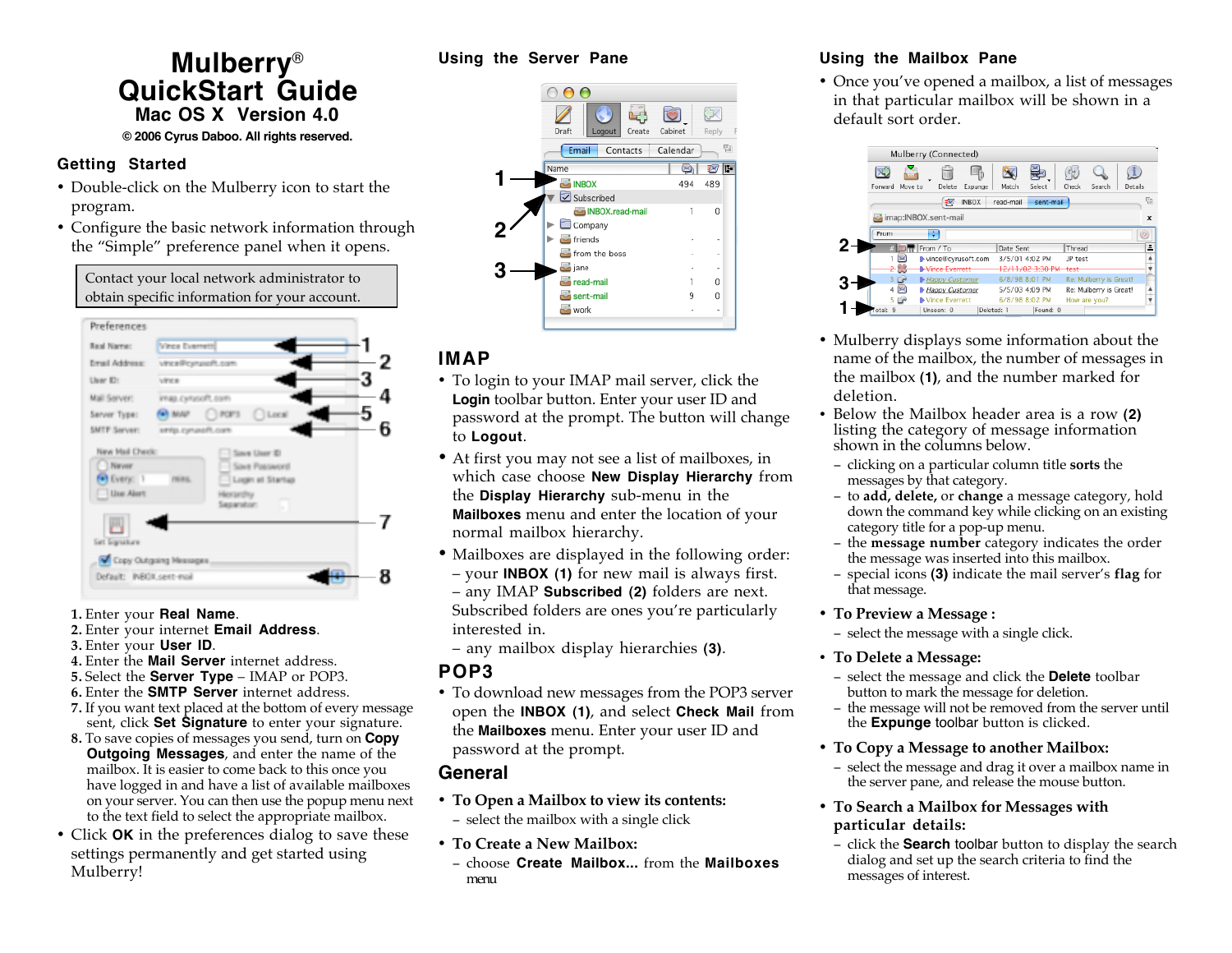# Mulberry® QuickStart Guide

## Mac OS X Version 4.0

© 2006 Cyrus Daboo. All rights reserved.

## Getting Started

- Double-click on the Mulberry icon to start the program.
- Configure the basic network information through the "Simple" preference panel when it opens.

> Contact your local network administrator to obtain specific information for your account.

1. Enter your **Real Name**.
2. Enter your internet **Email Address**.
3. Enter your **User ID**.
4. Enter the **Mail Server** internet address.
5. Select the **Server Type** – IMAP or POP3.
6. Enter the **SMTP Server** internet address.
7. If you want text placed at the bottom of every message sent, click **Set Signature** to enter your signature.
8. To save copies of messages you send, turn on **Copy Outgoing Messages**, and enter the name of the mailbox. It is easier to come back to this once you have logged in and have a list of available mailboxes on your server. You can then use the popup menu next to the text field to select the appropriate mailbox.

- Click **OK** in the preferences dialog to save these settings permanently and get started using Mulberry!

## Using the Server Pane

## IMAP

- To login to your IMAP mail server, click the **Login** toolbar button. Enter your user ID and password at the prompt. The button will change to **Logout**.
- At first you may not see a list of mailboxes, in which case choose **New Display Hierarchy** from the **Display Hierarchy** sub-menu in the **Mailboxes** menu and enter the location of your normal mailbox hierarchy.
- Mailboxes are displayed in the following order:
  – your **INBOX (1)** for new mail is always first.
  – any IMAP **Subscribed (2)** folders are next. Subscribed folders are ones you're particularly interested in.
  – any mailbox display hierarchies **(3)**.

## POP3

- To download new messages from the POP3 server open the **INBOX (1)**, and select **Check Mail** from the **Mailboxes** menu. Enter your user ID and password at the prompt.

## General

- **To Open a Mailbox to view its contents:**
  – select the mailbox with a single click
- **To Create a New Mailbox:**
  – choose **Create Mailbox...** from the **Mailboxes** menu

## Using the Mailbox Pane

- Once you've opened a mailbox, a list of messages in that particular mailbox will be shown in a default sort order.
- Mulberry displays some information about the name of the mailbox, the number of messages in the mailbox **(1)**, and the number marked for deletion.
- Below the Mailbox header area is a row **(2)** listing the category of message information shown in the columns below.
  – clicking on a particular column title **sorts** the messages by that category.
  – to **add, delete,** or **change** a message category, hold down the command key while clicking on an existing category title for a pop-up menu.
  – the **message number** category indicates the order the message was inserted into this mailbox.
  – special icons **(3)** indicate the mail server's **flag** for that message.
- **To Preview a Message :**
  – select the message with a single click.
- **To Delete a Message:**
  – select the message and click the **Delete** toolbar button to mark the message for deletion.
  – the message will not be removed from the server until the **Expunge** toolbar button is clicked.
- **To Copy a Message to another Mailbox:**
  – select the message and drag it over a mailbox name in the server pane, and release the mouse button.
- **To Search a Mailbox for Messages with particular details:**
  – click the **Search** toolbar button to display the search dialog and set up the search criteria to find the messages of interest.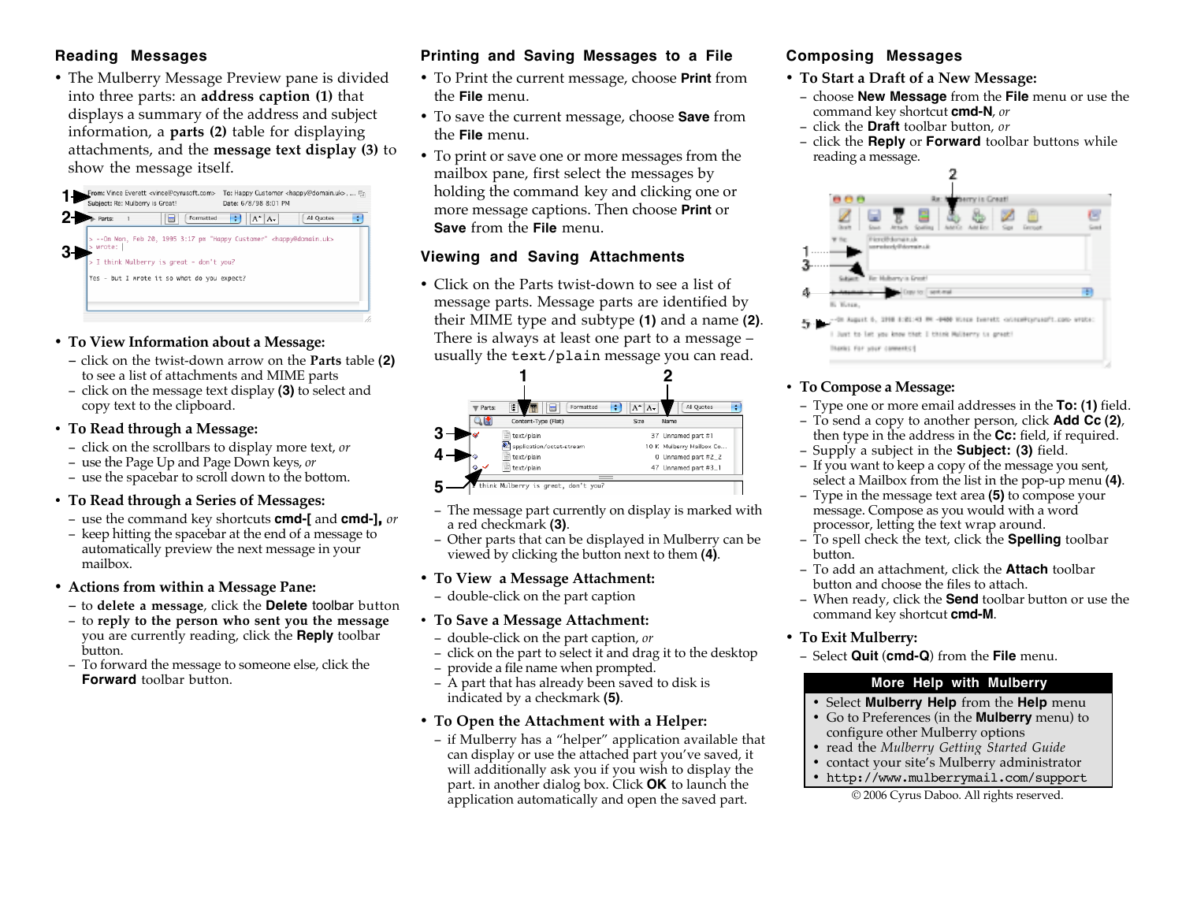## Reading Messages

- The Mulberry Message Preview pane is divided into three parts: an **address caption (1)** that displays a summary of the address and subject information, a **parts (2)** table for displaying attachments, and the **message text display (3)** to show the message itself.

- **To View Information about a Message:**
  - click on the twist-down arrow on the **Parts** table **(2)** to see a list of attachments and MIME parts
  - click on the message text display **(3)** to select and copy text to the clipboard.

- **To Read through a Message:**
  - click on the scrollbars to display more text, *or*
  - use the Page Up and Page Down keys, *or*
  - use the spacebar to scroll down to the bottom.

- **To Read through a Series of Messages:**
  - use the command key shortcuts **cmd-[** and **cmd-]**, *or*
  - keep hitting the spacebar at the end of a message to automatically preview the next message in your mailbox.

- **Actions from within a Message Pane:**
  - to **delete a message**, click the **Delete** toolbar button
  - to **reply to the person who sent you the message** you are currently reading, click the **Reply** toolbar button.
  - To forward the message to someone else, click the **Forward** toolbar button.

## Printing and Saving Messages to a File

- To Print the current message, choose **Print** from the **File** menu.
- To save the current message, choose **Save** from the **File** menu.
- To print or save one or more messages from the mailbox pane, first select the messages by holding the command key and clicking one or more message captions. Then choose **Print** or **Save** from the **File** menu.

## Viewing and Saving Attachments

- Click on the Parts twist-down to see a list of message parts. Message parts are identified by their MIME type and subtype **(1)** and a name **(2)**. There is always at least one part to a message – usually the `text/plain` message you can read.

  - The message part currently on display is marked with a red checkmark **(3)**.
  - Other parts that can be displayed in Mulberry can be viewed by clicking the button next to them **(4)**.

- **To View a Message Attachment:**
  - double-click on the part caption

- **To Save a Message Attachment:**
  - double-click on the part caption, *or*
  - click on the part to select it and drag it to the desktop
  - provide a file name when prompted.
  - A part that has already been saved to disk is indicated by a checkmark **(5)**.

- **To Open the Attachment with a Helper:**
  - if Mulberry has a "helper" application available that can display or use the attached part you've saved, it will additionally ask you if you wish to display the part. in another dialog box. Click **OK** to launch the application automatically and open the saved part.

## Composing Messages

- **To Start a Draft of a New Message:**
  - choose **New Message** from the **File** menu or use the command key shortcut **cmd-N**, *or*
  - click the **Draft** toolbar button, *or*
  - click the **Reply** or **Forward** toolbar buttons while reading a message.

- **To Compose a Message:**
  - Type one or more email addresses in the **To: (1)** field.
  - To send a copy to another person, click **Add Cc (2)**, then type in the address in the **Cc:** field, if required.
  - Supply a subject in the **Subject: (3)** field.
  - If you want to keep a copy of the message you sent, select a Mailbox from the list in the pop-up menu **(4)**.
  - Type in the message text area **(5)** to compose your message. Compose as you would with a word processor, letting the text wrap around.
  - To spell check the text, click the **Spelling** toolbar button.
  - To add an attachment, click the **Attach** toolbar button and choose the files to attach.
  - When ready, click the **Send** toolbar button or use the command key shortcut **cmd-M**.

- **To Exit Mulberry:**
  - Select **Quit** (**cmd-Q**) from the **File** menu.

### More Help with Mulberry

- Select **Mulberry Help** from the **Help** menu
- Go to Preferences (in the **Mulberry** menu) to configure other Mulberry options
- read the *Mulberry Getting Started Guide*
- contact your site's Mulberry administrator
- `http://www.mulberrymail.com/support`

© 2006 Cyrus Daboo. All rights reserved.